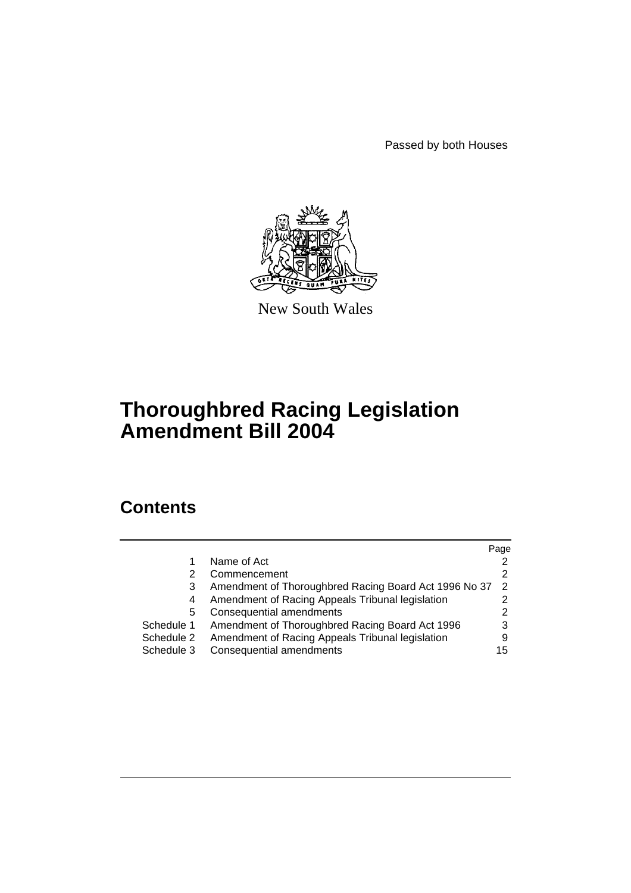Passed by both Houses

New South Wales

# Thoroughbred Racing Legislation Amendment Bill 2004

## Contents

| | | Page |
|---|---|---|
| 1 | Name of Act | 2 |
| 2 | Commencement | 2 |
| 3 | Amendment of Thoroughbred Racing Board Act 1996 No 37 | 2 |
| 4 | Amendment of Racing Appeals Tribunal legislation | 2 |
| 5 | Consequential amendments | 2 |
| Schedule 1 | Amendment of Thoroughbred Racing Board Act 1996 | 3 |
| Schedule 2 | Amendment of Racing Appeals Tribunal legislation | 9 |
| Schedule 3 | Consequential amendments | 15 |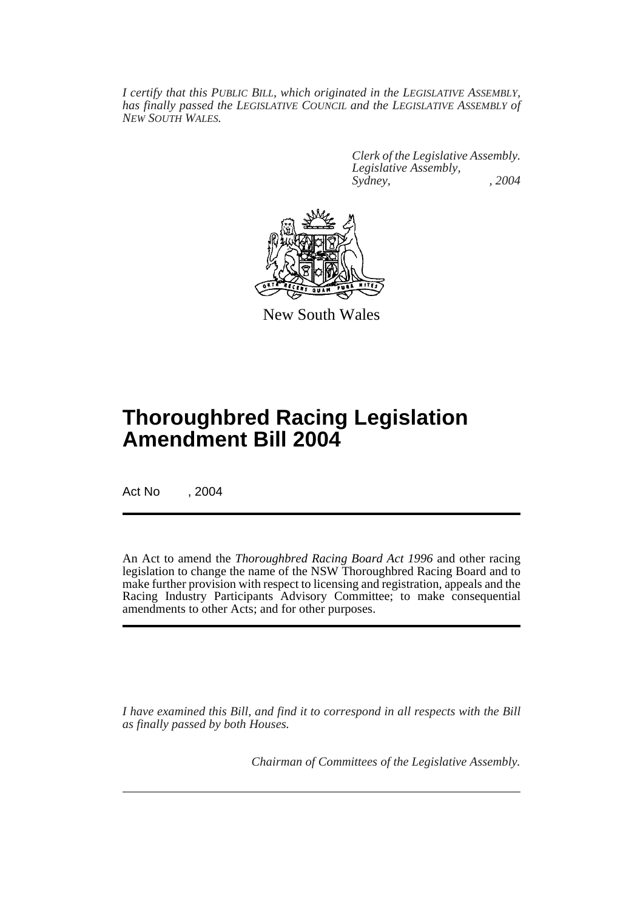*I certify that this PUBLIC BILL, which originated in the LEGISLATIVE ASSEMBLY, has finally passed the LEGISLATIVE COUNCIL and the LEGISLATIVE ASSEMBLY of NEW SOUTH WALES.*

*Clerk of the Legislative Assembly.*
*Legislative Assembly,*
*Sydney, , 2004*

New South Wales

# Thoroughbred Racing Legislation Amendment Bill 2004

Act No , 2004

An Act to amend the *Thoroughbred Racing Board Act 1996* and other racing legislation to change the name of the NSW Thoroughbred Racing Board and to make further provision with respect to licensing and registration, appeals and the Racing Industry Participants Advisory Committee; to make consequential amendments to other Acts; and for other purposes.

*I have examined this Bill, and find it to correspond in all respects with the Bill as finally passed by both Houses.*

*Chairman of Committees of the Legislative Assembly.*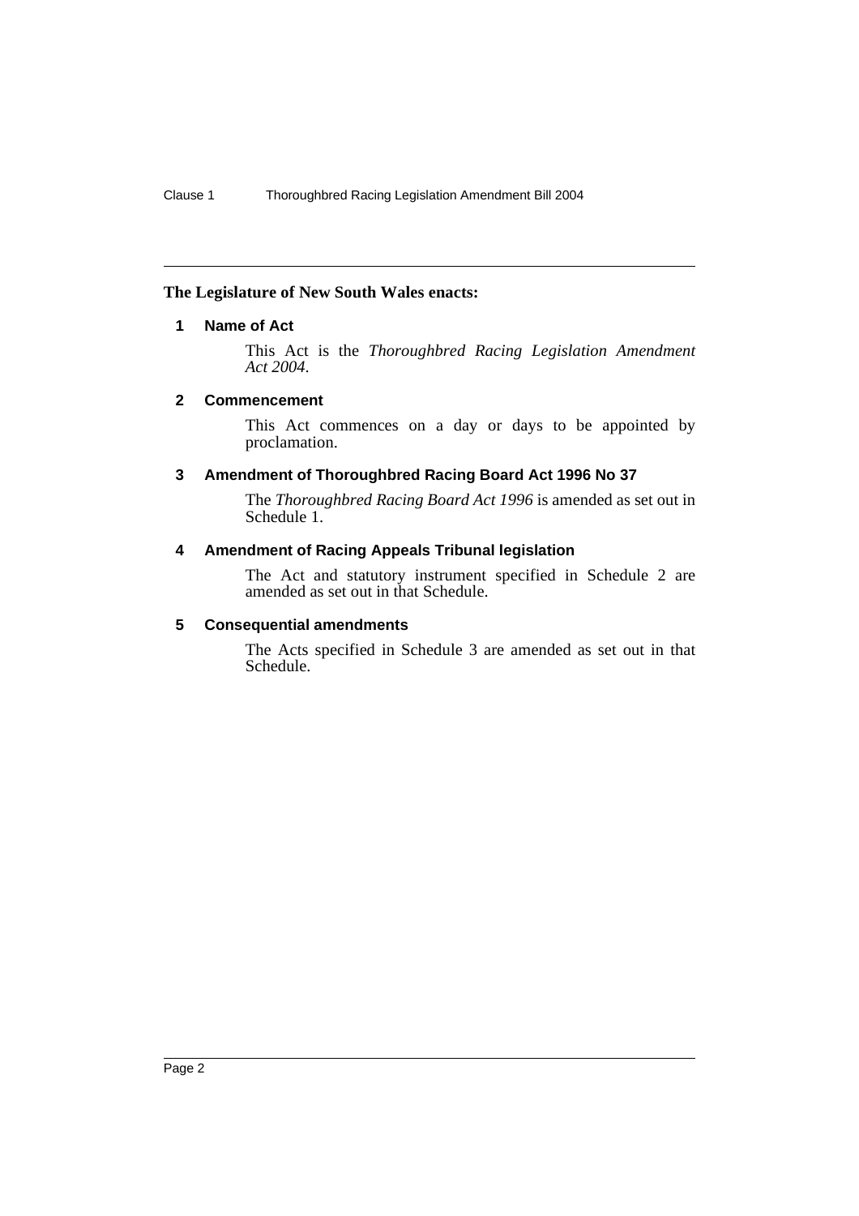**The Legislature of New South Wales enacts:**

### 1 Name of Act

This Act is the *Thoroughbred Racing Legislation Amendment Act 2004*.

### 2 Commencement

This Act commences on a day or days to be appointed by proclamation.

### 3 Amendment of Thoroughbred Racing Board Act 1996 No 37

The *Thoroughbred Racing Board Act 1996* is amended as set out in Schedule 1.

### 4 Amendment of Racing Appeals Tribunal legislation

The Act and statutory instrument specified in Schedule 2 are amended as set out in that Schedule.

### 5 Consequential amendments

The Acts specified in Schedule 3 are amended as set out in that Schedule.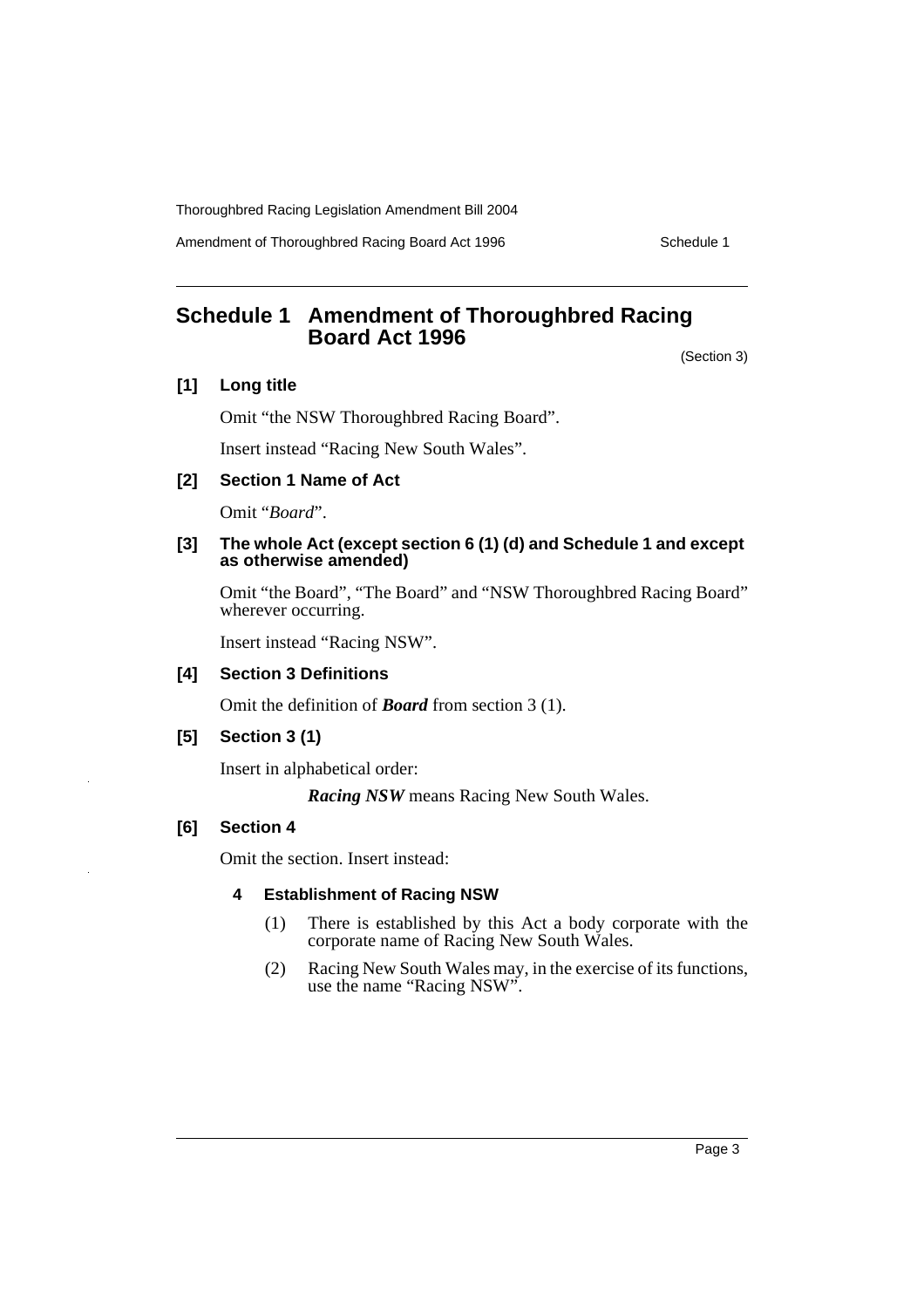# Schedule 1 Amendment of Thoroughbred Racing Board Act 1996

(Section 3)

### [1] Long title

Omit "the NSW Thoroughbred Racing Board".

Insert instead "Racing New South Wales".

### [2] Section 1 Name of Act

Omit "*Board*".

### [3] The whole Act (except section 6 (1) (d) and Schedule 1 and except as otherwise amended)

Omit "the Board", "The Board" and "NSW Thoroughbred Racing Board" wherever occurring.

Insert instead "Racing NSW".

### [4] Section 3 Definitions

Omit the definition of ***Board*** from section 3 (1).

### [5] Section 3 (1)

Insert in alphabetical order:

***Racing NSW*** means Racing New South Wales.

### [6] Section 4

Omit the section. Insert instead:

**4 Establishment of Racing NSW**

(1) There is established by this Act a body corporate with the corporate name of Racing New South Wales.

(2) Racing New South Wales may, in the exercise of its functions, use the name "Racing NSW".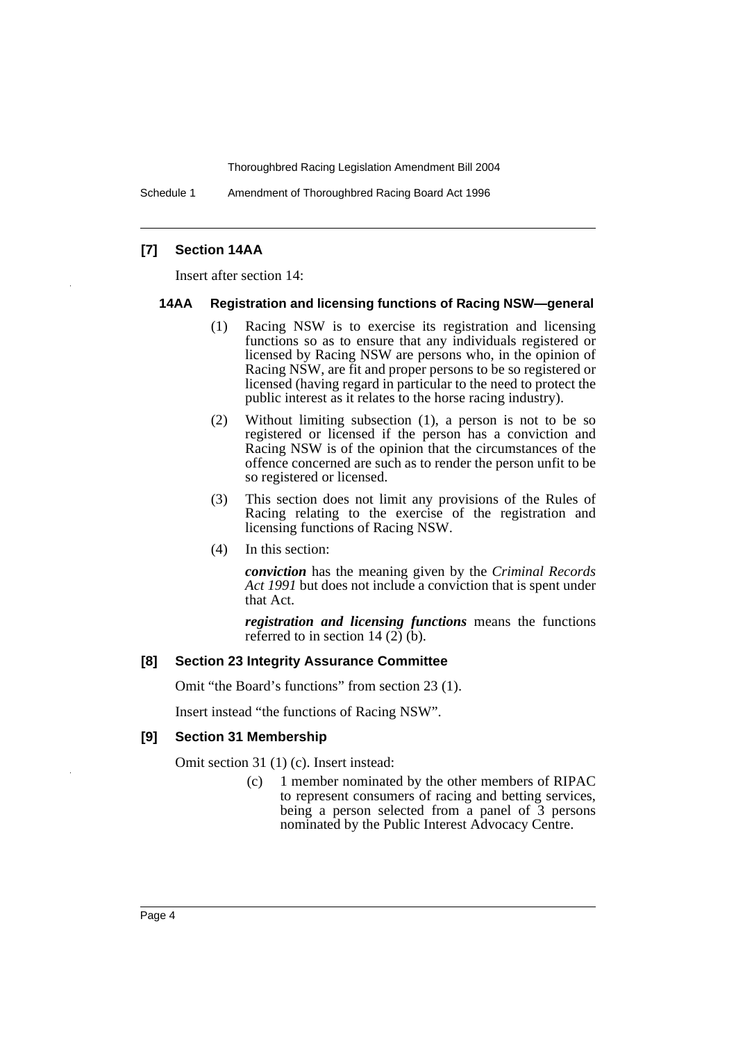### [7] Section 14AA

Insert after section 14:

#### 14AA Registration and licensing functions of Racing NSW—general

(1) Racing NSW is to exercise its registration and licensing functions so as to ensure that any individuals registered or licensed by Racing NSW are persons who, in the opinion of Racing NSW, are fit and proper persons to be so registered or licensed (having regard in particular to the need to protect the public interest as it relates to the horse racing industry).

(2) Without limiting subsection (1), a person is not to be so registered or licensed if the person has a conviction and Racing NSW is of the opinion that the circumstances of the offence concerned are such as to render the person unfit to be so registered or licensed.

(3) This section does not limit any provisions of the Rules of Racing relating to the exercise of the registration and licensing functions of Racing NSW.

(4) In this section:

***conviction*** has the meaning given by the *Criminal Records Act 1991* but does not include a conviction that is spent under that Act.

***registration and licensing functions*** means the functions referred to in section 14 (2) (b).

### [8] Section 23 Integrity Assurance Committee

Omit "the Board's functions" from section 23 (1).

Insert instead "the functions of Racing NSW".

### [9] Section 31 Membership

Omit section 31 (1) (c). Insert instead:

(c) 1 member nominated by the other members of RIPAC to represent consumers of racing and betting services, being a person selected from a panel of 3 persons nominated by the Public Interest Advocacy Centre.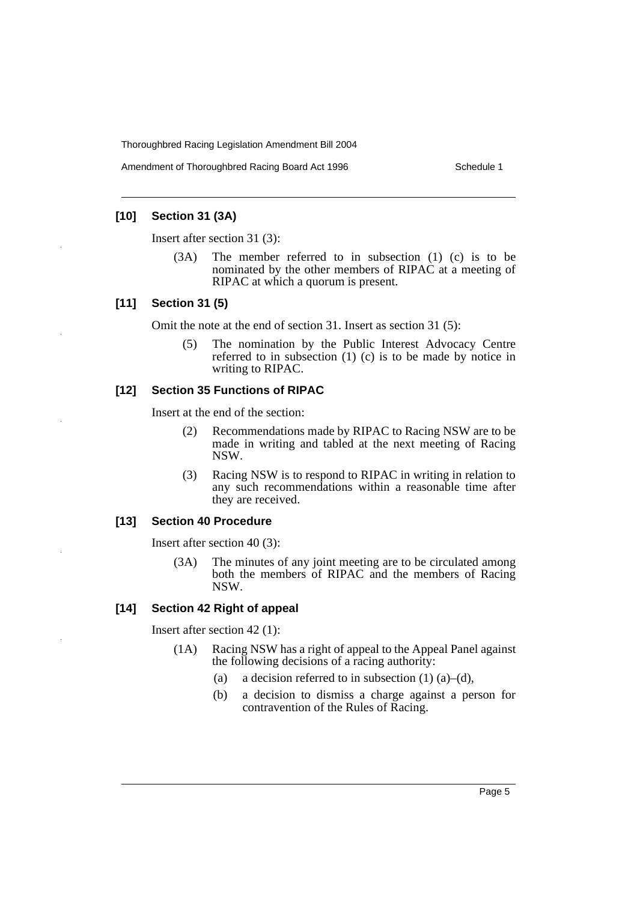### [10] Section 31 (3A)

Insert after section 31 (3):

> (3A) The member referred to in subsection (1) (c) is to be nominated by the other members of RIPAC at a meeting of RIPAC at which a quorum is present.

### [11] Section 31 (5)

Omit the note at the end of section 31. Insert as section 31 (5):

> (5) The nomination by the Public Interest Advocacy Centre referred to in subsection (1) (c) is to be made by notice in writing to RIPAC.

### [12] Section 35 Functions of RIPAC

Insert at the end of the section:

> (2) Recommendations made by RIPAC to Racing NSW are to be made in writing and tabled at the next meeting of Racing NSW.
>
> (3) Racing NSW is to respond to RIPAC in writing in relation to any such recommendations within a reasonable time after they are received.

### [13] Section 40 Procedure

Insert after section 40 (3):

> (3A) The minutes of any joint meeting are to be circulated among both the members of RIPAC and the members of Racing NSW.

### [14] Section 42 Right of appeal

Insert after section 42 (1):

> (1A) Racing NSW has a right of appeal to the Appeal Panel against the following decisions of a racing authority:
>
> (a) a decision referred to in subsection (1) (a)–(d),
>
> (b) a decision to dismiss a charge against a person for contravention of the Rules of Racing.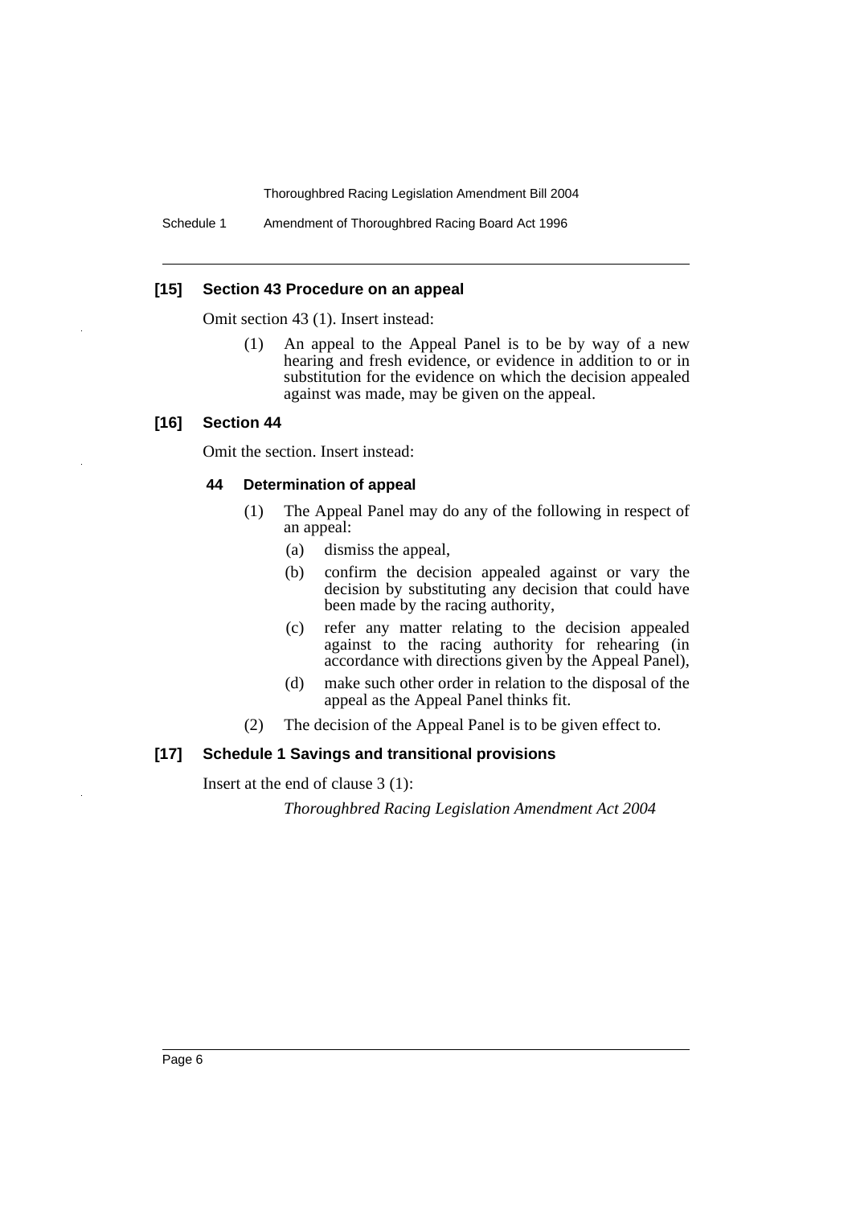### [15] Section 43 Procedure on an appeal

Omit section 43 (1). Insert instead:

(1) An appeal to the Appeal Panel is to be by way of a new hearing and fresh evidence, or evidence in addition to or in substitution for the evidence on which the decision appealed against was made, may be given on the appeal.

### [16] Section 44

Omit the section. Insert instead:

#### 44 Determination of appeal

(1) The Appeal Panel may do any of the following in respect of an appeal:

(a) dismiss the appeal,

(b) confirm the decision appealed against or vary the decision by substituting any decision that could have been made by the racing authority,

(c) refer any matter relating to the decision appealed against to the racing authority for rehearing (in accordance with directions given by the Appeal Panel),

(d) make such other order in relation to the disposal of the appeal as the Appeal Panel thinks fit.

(2) The decision of the Appeal Panel is to be given effect to.

### [17] Schedule 1 Savings and transitional provisions

Insert at the end of clause 3 (1):

*Thoroughbred Racing Legislation Amendment Act 2004*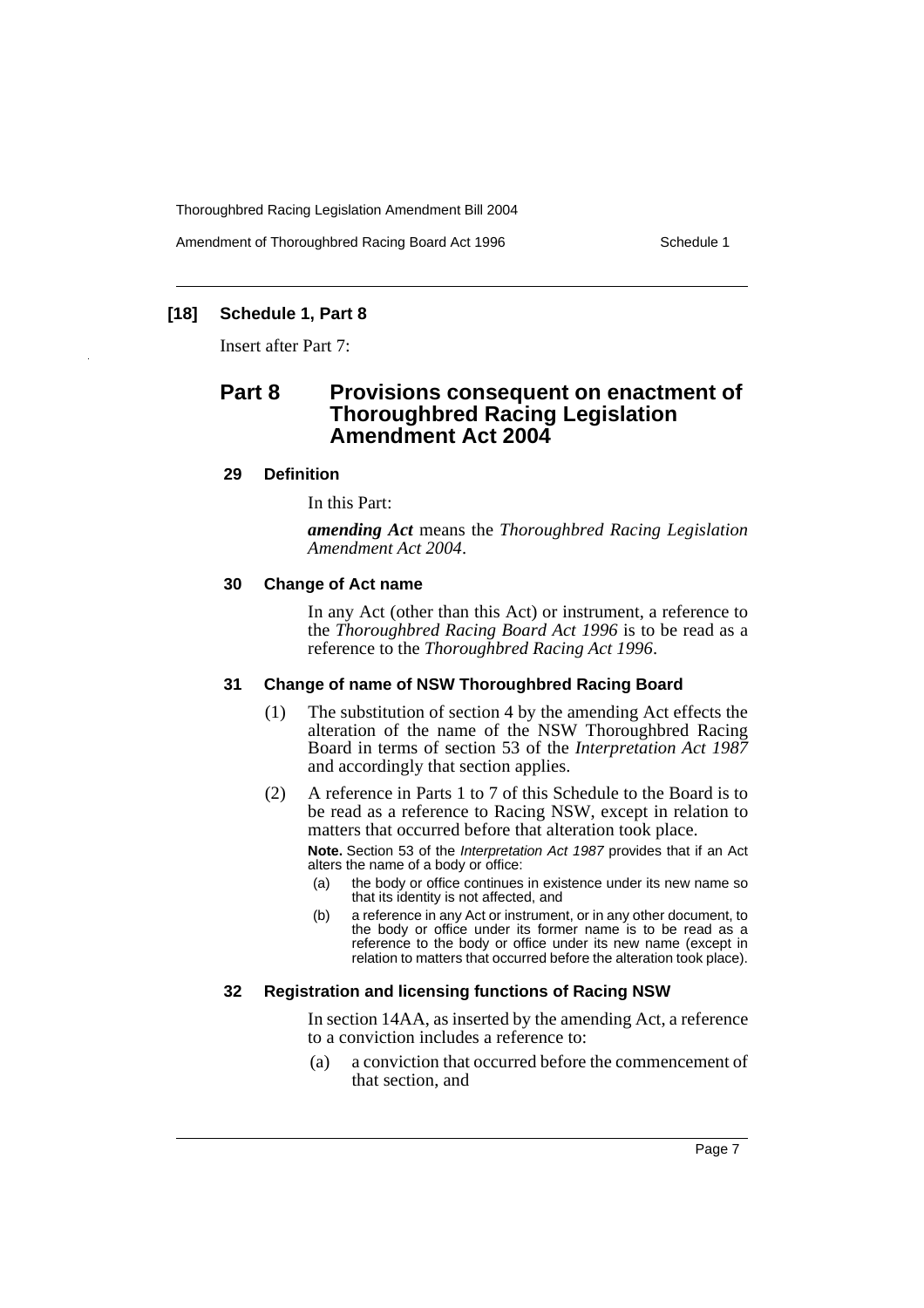**[18] Schedule 1, Part 8**

Insert after Part 7:

## Part 8 Provisions consequent on enactment of Thoroughbred Racing Legislation Amendment Act 2004

### 29 Definition

In this Part:

***amending Act*** means the *Thoroughbred Racing Legislation Amendment Act 2004*.

### 30 Change of Act name

In any Act (other than this Act) or instrument, a reference to the *Thoroughbred Racing Board Act 1996* is to be read as a reference to the *Thoroughbred Racing Act 1996*.

### 31 Change of name of NSW Thoroughbred Racing Board

(1) The substitution of section 4 by the amending Act effects the alteration of the name of the NSW Thoroughbred Racing Board in terms of section 53 of the *Interpretation Act 1987* and accordingly that section applies.

(2) A reference in Parts 1 to 7 of this Schedule to the Board is to be read as a reference to Racing NSW, except in relation to matters that occurred before that alteration took place.

**Note.** Section 53 of the *Interpretation Act 1987* provides that if an Act alters the name of a body or office:

(a) the body or office continues in existence under its new name so that its identity is not affected, and

(b) a reference in any Act or instrument, or in any other document, to the body or office under its former name is to be read as a reference to the body or office under its new name (except in relation to matters that occurred before the alteration took place).

### 32 Registration and licensing functions of Racing NSW

In section 14AA, as inserted by the amending Act, a reference to a conviction includes a reference to:

(a) a conviction that occurred before the commencement of that section, and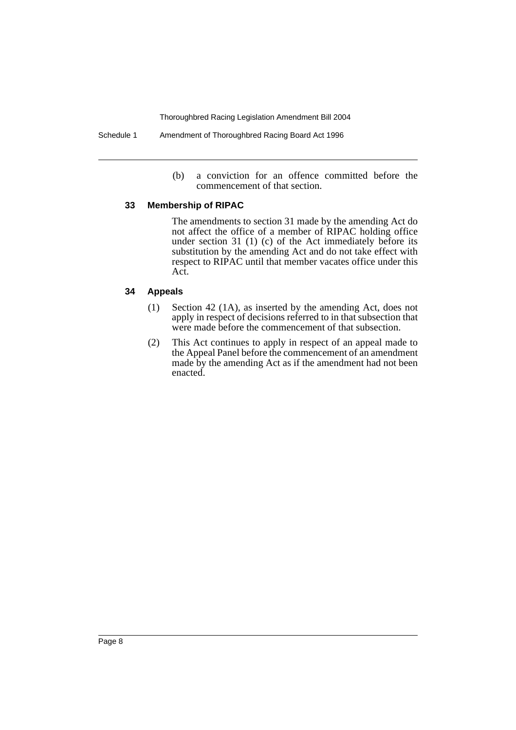(b) a conviction for an offence committed before the commencement of that section.

### 33 Membership of RIPAC

The amendments to section 31 made by the amending Act do not affect the office of a member of RIPAC holding office under section 31 (1) (c) of the Act immediately before its substitution by the amending Act and do not take effect with respect to RIPAC until that member vacates office under this Act.

### 34 Appeals

(1) Section 42 (1A), as inserted by the amending Act, does not apply in respect of decisions referred to in that subsection that were made before the commencement of that subsection.

(2) This Act continues to apply in respect of an appeal made to the Appeal Panel before the commencement of an amendment made by the amending Act as if the amendment had not been enacted.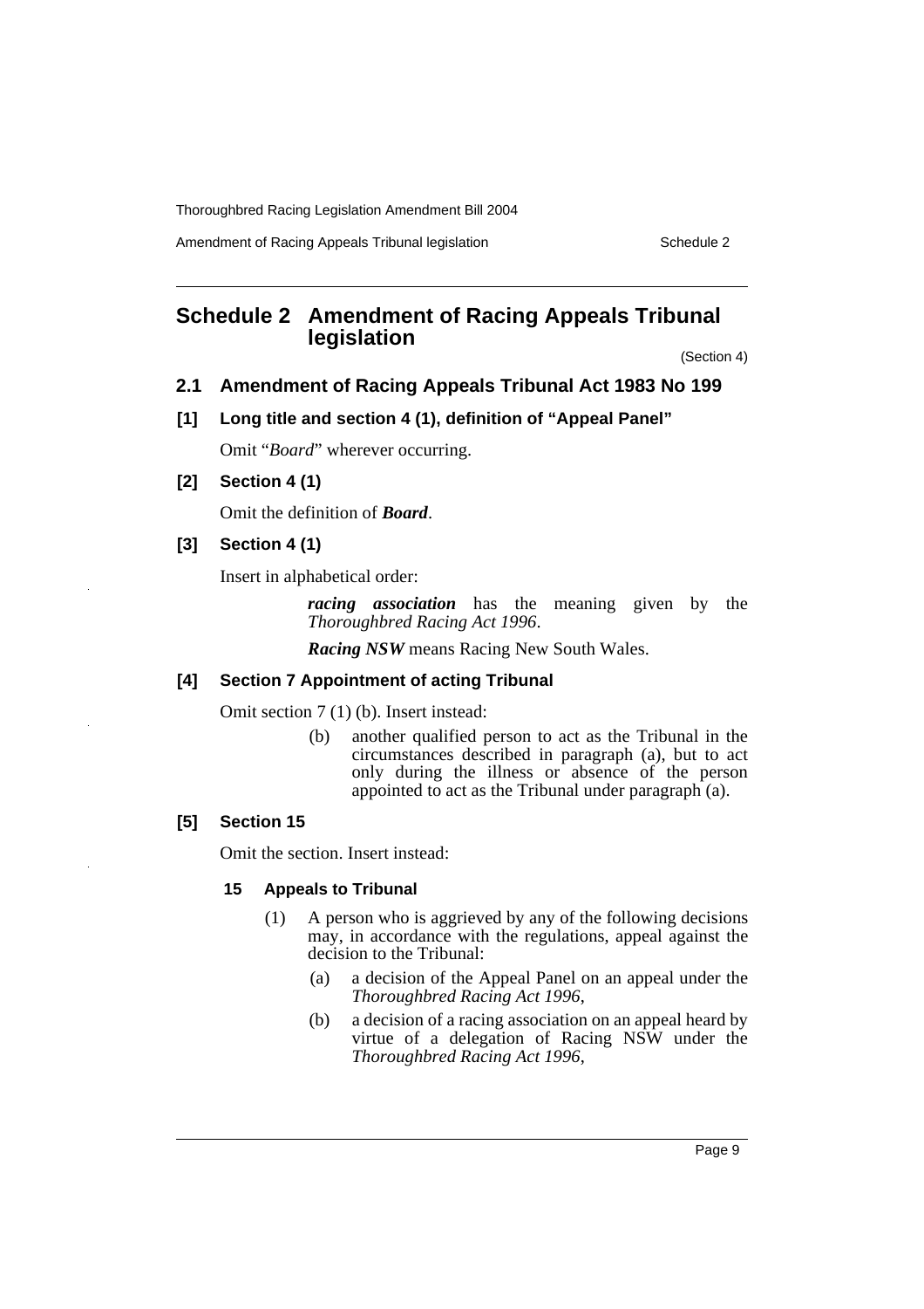## Schedule 2 Amendment of Racing Appeals Tribunal legislation

(Section 4)

### 2.1 Amendment of Racing Appeals Tribunal Act 1983 No 199

#### [1] Long title and section 4 (1), definition of "Appeal Panel"

Omit "*Board*" wherever occurring.

#### [2] Section 4 (1)

Omit the definition of ***Board***.

#### [3] Section 4 (1)

Insert in alphabetical order:

> ***racing association*** has the meaning given by the *Thoroughbred Racing Act 1996*.
>
> ***Racing NSW*** means Racing New South Wales.

#### [4] Section 7 Appointment of acting Tribunal

Omit section 7 (1) (b). Insert instead:

> (b) another qualified person to act as the Tribunal in the circumstances described in paragraph (a), but to act only during the illness or absence of the person appointed to act as the Tribunal under paragraph (a).

#### [5] Section 15

Omit the section. Insert instead:

> **15 Appeals to Tribunal**
>
> (1) A person who is aggrieved by any of the following decisions may, in accordance with the regulations, appeal against the decision to the Tribunal:
>
> (a) a decision of the Appeal Panel on an appeal under the *Thoroughbred Racing Act 1996*,
>
> (b) a decision of a racing association on an appeal heard by virtue of a delegation of Racing NSW under the *Thoroughbred Racing Act 1996*,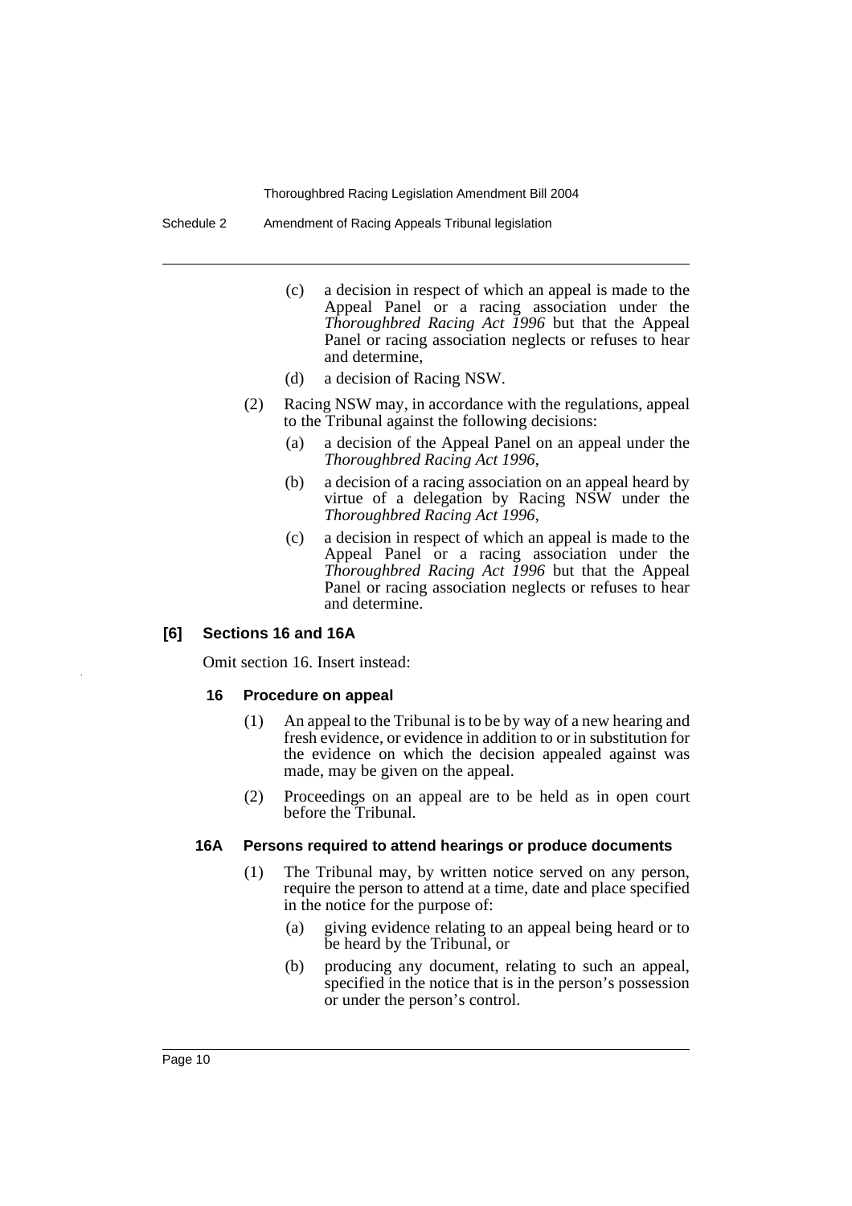(c) a decision in respect of which an appeal is made to the Appeal Panel or a racing association under the *Thoroughbred Racing Act 1996* but that the Appeal Panel or racing association neglects or refuses to hear and determine,

(d) a decision of Racing NSW.

(2) Racing NSW may, in accordance with the regulations, appeal to the Tribunal against the following decisions:

(a) a decision of the Appeal Panel on an appeal under the *Thoroughbred Racing Act 1996*,

(b) a decision of a racing association on an appeal heard by virtue of a delegation by Racing NSW under the *Thoroughbred Racing Act 1996*,

(c) a decision in respect of which an appeal is made to the Appeal Panel or a racing association under the *Thoroughbred Racing Act 1996* but that the Appeal Panel or racing association neglects or refuses to hear and determine.

### [6] Sections 16 and 16A

Omit section 16. Insert instead:

#### 16 Procedure on appeal

(1) An appeal to the Tribunal is to be by way of a new hearing and fresh evidence, or evidence in addition to or in substitution for the evidence on which the decision appealed against was made, may be given on the appeal.

(2) Proceedings on an appeal are to be held as in open court before the Tribunal.

#### 16A Persons required to attend hearings or produce documents

(1) The Tribunal may, by written notice served on any person, require the person to attend at a time, date and place specified in the notice for the purpose of:

(a) giving evidence relating to an appeal being heard or to be heard by the Tribunal, or

(b) producing any document, relating to such an appeal, specified in the notice that is in the person's possession or under the person's control.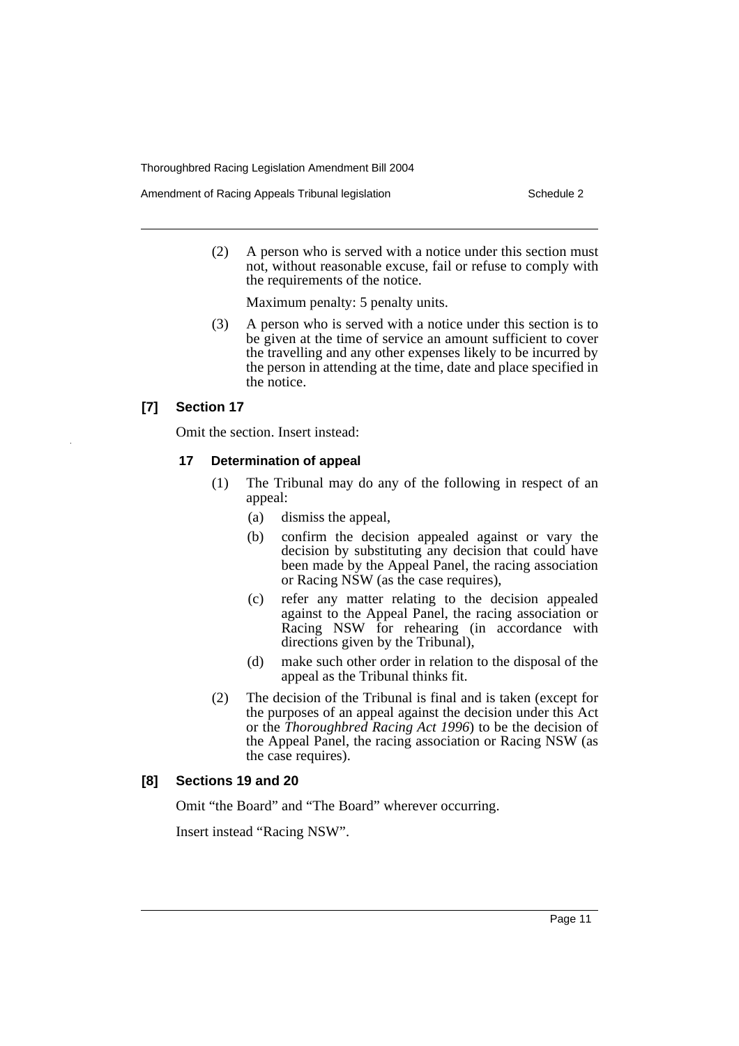(2) A person who is served with a notice under this section must not, without reasonable excuse, fail or refuse to comply with the requirements of the notice.

Maximum penalty: 5 penalty units.

(3) A person who is served with a notice under this section is to be given at the time of service an amount sufficient to cover the travelling and any other expenses likely to be incurred by the person in attending at the time, date and place specified in the notice.

### [7] Section 17

Omit the section. Insert instead:

#### 17 Determination of appeal

(1) The Tribunal may do any of the following in respect of an appeal:

(a) dismiss the appeal,

(b) confirm the decision appealed against or vary the decision by substituting any decision that could have been made by the Appeal Panel, the racing association or Racing NSW (as the case requires),

(c) refer any matter relating to the decision appealed against to the Appeal Panel, the racing association or Racing NSW for rehearing (in accordance with directions given by the Tribunal),

(d) make such other order in relation to the disposal of the appeal as the Tribunal thinks fit.

(2) The decision of the Tribunal is final and is taken (except for the purposes of an appeal against the decision under this Act or the *Thoroughbred Racing Act 1996*) to be the decision of the Appeal Panel, the racing association or Racing NSW (as the case requires).

### [8] Sections 19 and 20

Omit "the Board" and "The Board" wherever occurring.

Insert instead "Racing NSW".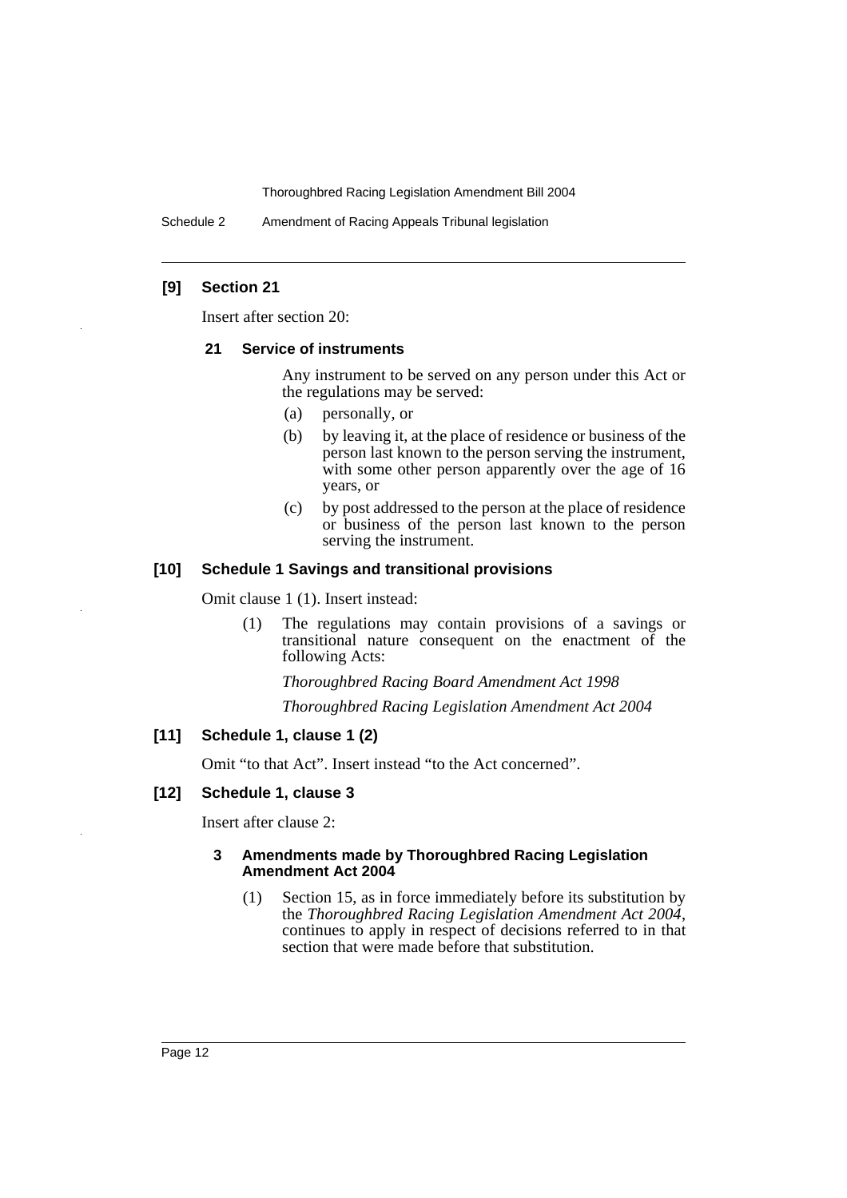### [9] Section 21

Insert after section 20:

#### 21 Service of instruments

Any instrument to be served on any person under this Act or the regulations may be served:

(a) personally, or

(b) by leaving it, at the place of residence or business of the person last known to the person serving the instrument, with some other person apparently over the age of 16 years, or

(c) by post addressed to the person at the place of residence or business of the person last known to the person serving the instrument.

### [10] Schedule 1 Savings and transitional provisions

Omit clause 1 (1). Insert instead:

(1) The regulations may contain provisions of a savings or transitional nature consequent on the enactment of the following Acts:

*Thoroughbred Racing Board Amendment Act 1998*

*Thoroughbred Racing Legislation Amendment Act 2004*

### [11] Schedule 1, clause 1 (2)

Omit "to that Act". Insert instead "to the Act concerned".

### [12] Schedule 1, clause 3

Insert after clause 2:

#### 3 Amendments made by Thoroughbred Racing Legislation Amendment Act 2004

(1) Section 15, as in force immediately before its substitution by the *Thoroughbred Racing Legislation Amendment Act 2004*, continues to apply in respect of decisions referred to in that section that were made before that substitution.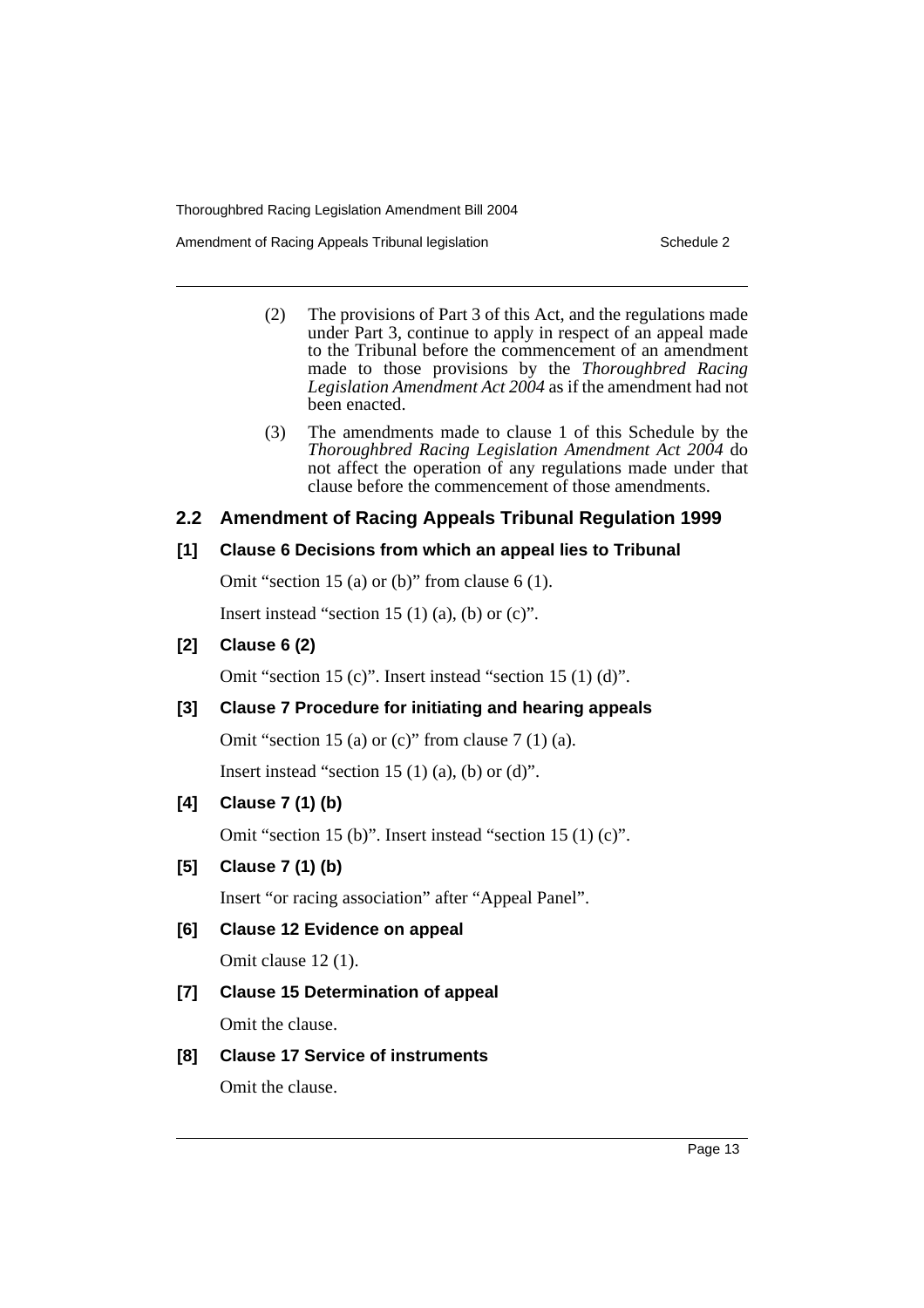(2) The provisions of Part 3 of this Act, and the regulations made under Part 3, continue to apply in respect of an appeal made to the Tribunal before the commencement of an amendment made to those provisions by the *Thoroughbred Racing Legislation Amendment Act 2004* as if the amendment had not been enacted.

(3) The amendments made to clause 1 of this Schedule by the *Thoroughbred Racing Legislation Amendment Act 2004* do not affect the operation of any regulations made under that clause before the commencement of those amendments.

## 2.2 Amendment of Racing Appeals Tribunal Regulation 1999

### [1] Clause 6 Decisions from which an appeal lies to Tribunal

Omit "section 15 (a) or (b)" from clause 6 (1).

Insert instead "section 15 (1) (a), (b) or (c)".

### [2] Clause 6 (2)

Omit "section 15 (c)". Insert instead "section 15 (1) (d)".

### [3] Clause 7 Procedure for initiating and hearing appeals

Omit "section 15 (a) or (c)" from clause 7 (1) (a).

Insert instead "section 15 (1) (a), (b) or (d)".

### [4] Clause 7 (1) (b)

Omit "section 15 (b)". Insert instead "section 15 (1) (c)".

### [5] Clause 7 (1) (b)

Insert "or racing association" after "Appeal Panel".

### [6] Clause 12 Evidence on appeal

Omit clause 12 (1).

### [7] Clause 15 Determination of appeal

Omit the clause.

### [8] Clause 17 Service of instruments

Omit the clause.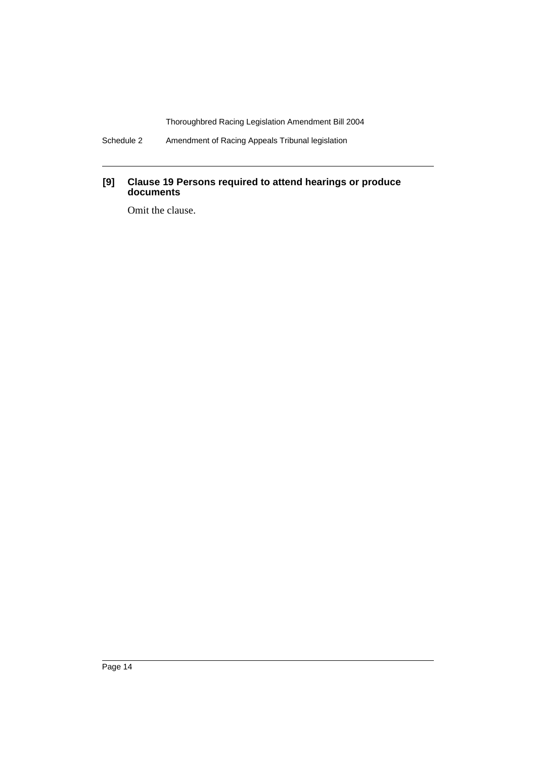**[9] Clause 19 Persons required to attend hearings or produce documents**

Omit the clause.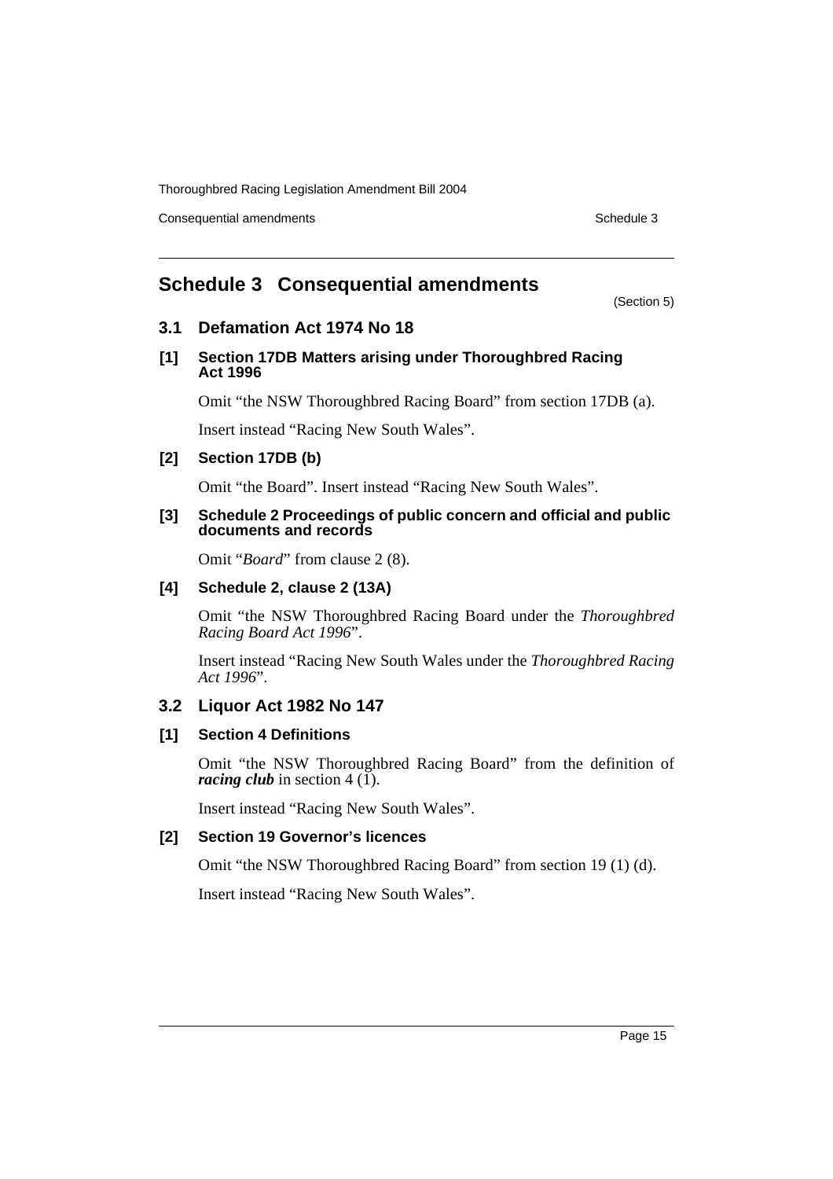## Schedule 3 Consequential amendments

(Section 5)

### 3.1 Defamation Act 1974 No 18

**[1] Section 17DB Matters arising under Thoroughbred Racing Act 1996**

Omit "the NSW Thoroughbred Racing Board" from section 17DB (a).

Insert instead "Racing New South Wales".

**[2] Section 17DB (b)**

Omit "the Board". Insert instead "Racing New South Wales".

**[3] Schedule 2 Proceedings of public concern and official and public documents and records**

Omit "*Board*" from clause 2 (8).

**[4] Schedule 2, clause 2 (13A)**

Omit "the NSW Thoroughbred Racing Board under the *Thoroughbred Racing Board Act 1996*".

Insert instead "Racing New South Wales under the *Thoroughbred Racing Act 1996*".

### 3.2 Liquor Act 1982 No 147

**[1] Section 4 Definitions**

Omit "the NSW Thoroughbred Racing Board" from the definition of ***racing club*** in section 4 (1).

Insert instead "Racing New South Wales".

**[2] Section 19 Governor's licences**

Omit "the NSW Thoroughbred Racing Board" from section 19 (1) (d).

Insert instead "Racing New South Wales".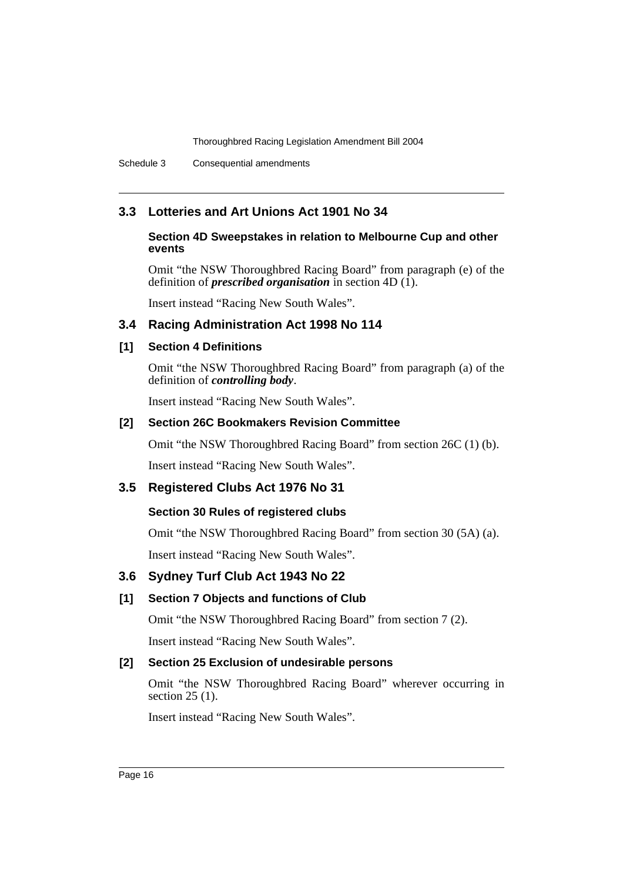## 3.3 Lotteries and Art Unions Act 1901 No 34

### Section 4D Sweepstakes in relation to Melbourne Cup and other events

Omit "the NSW Thoroughbred Racing Board" from paragraph (e) of the definition of ***prescribed organisation*** in section 4D (1).

Insert instead "Racing New South Wales".

## 3.4 Racing Administration Act 1998 No 114

### [1] Section 4 Definitions

Omit "the NSW Thoroughbred Racing Board" from paragraph (a) of the definition of ***controlling body***.

Insert instead "Racing New South Wales".

### [2] Section 26C Bookmakers Revision Committee

Omit "the NSW Thoroughbred Racing Board" from section 26C (1) (b).

Insert instead "Racing New South Wales".

## 3.5 Registered Clubs Act 1976 No 31

### Section 30 Rules of registered clubs

Omit "the NSW Thoroughbred Racing Board" from section 30 (5A) (a).

Insert instead "Racing New South Wales".

## 3.6 Sydney Turf Club Act 1943 No 22

### [1] Section 7 Objects and functions of Club

Omit "the NSW Thoroughbred Racing Board" from section 7 (2).

Insert instead "Racing New South Wales".

### [2] Section 25 Exclusion of undesirable persons

Omit "the NSW Thoroughbred Racing Board" wherever occurring in section 25 (1).

Insert instead "Racing New South Wales".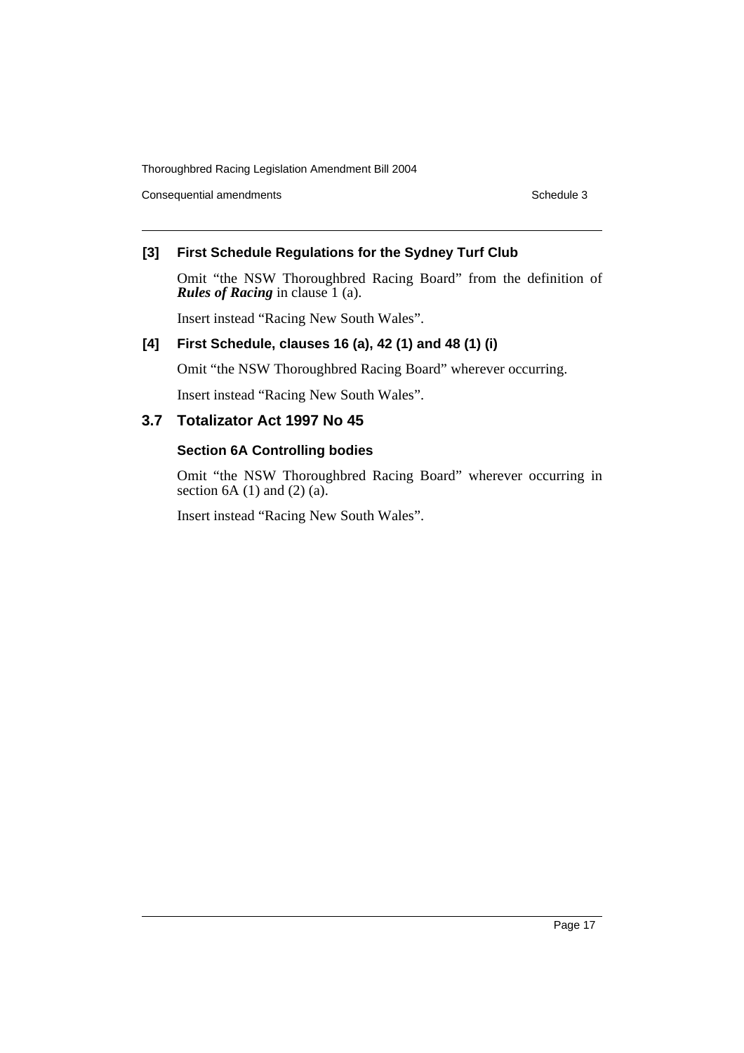### [3] First Schedule Regulations for the Sydney Turf Club

Omit "the NSW Thoroughbred Racing Board" from the definition of ***Rules of Racing*** in clause 1 (a).

Insert instead "Racing New South Wales".

### [4] First Schedule, clauses 16 (a), 42 (1) and 48 (1) (i)

Omit "the NSW Thoroughbred Racing Board" wherever occurring.

Insert instead "Racing New South Wales".

## 3.7 Totalizator Act 1997 No 45

### Section 6A Controlling bodies

Omit "the NSW Thoroughbred Racing Board" wherever occurring in section 6A (1) and (2) (a).

Insert instead "Racing New South Wales".